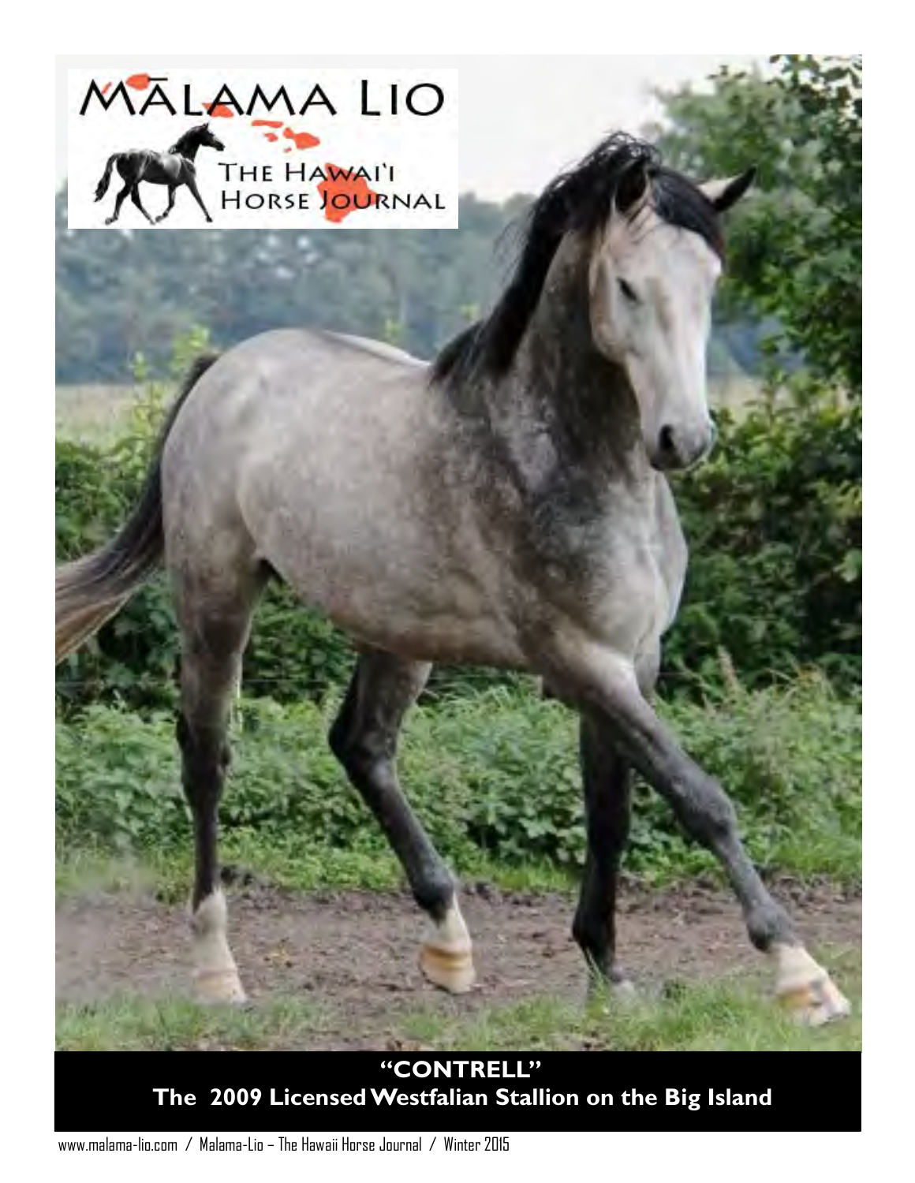# MĀLAMA LIO

THE HAWAI'I HORSE JOURNAL

**"CONTRELL"**
**The 2009 Licensed Westfalian Stallion on the Big Island**

www.malama-lio.com / Malama-Lio – The Hawaii Horse Journal / Winter 2015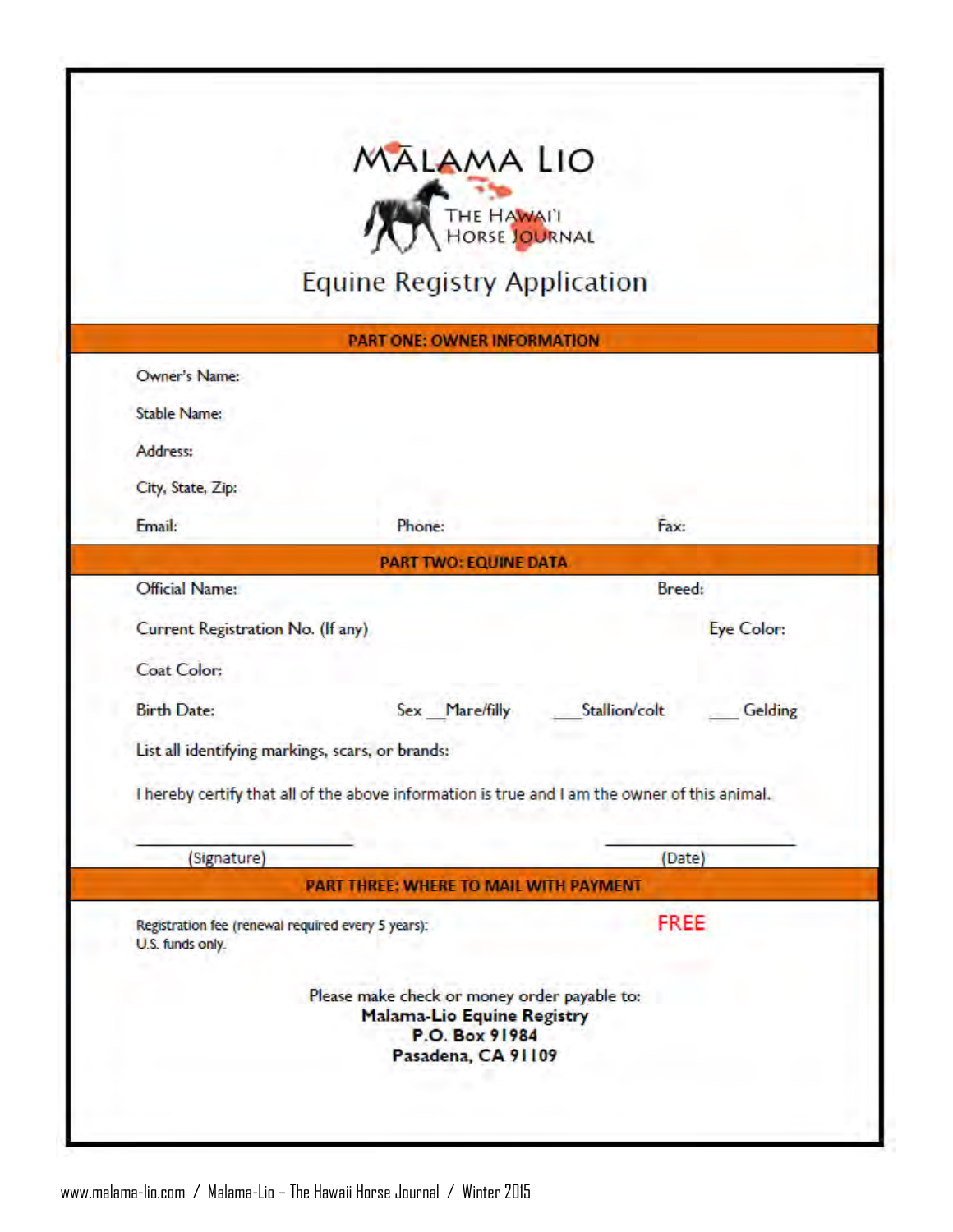# MĀLAMA LIO

THE HAWAI'I HORSE JOURNAL

## Equine Registry Application

### PART ONE: OWNER INFORMATION

Owner's Name:

Stable Name:

Address:

City, State, Zip:

Email: Phone: Fax:

### PART TWO: EQUINE DATA

Official Name: Breed:

Current Registration No. (If any) Eye Color:

Coat Color:

Birth Date: Sex ___Mare/filly ___Stallion/colt ___ Gelding

List all identifying markings, scars, or brands:

I hereby certify that all of the above information is true and I am the owner of this animal.

______________________ (Signature) ______________________ (Date)

### PART THREE: WHERE TO MAIL WITH PAYMENT

Registration fee (renewal required every 5 years): **FREE**
U.S. funds only.

Please make check or money order payable to:
**Malama-Lio Equine Registry**
**P.O. Box 91984**
**Pasadena, CA 91109**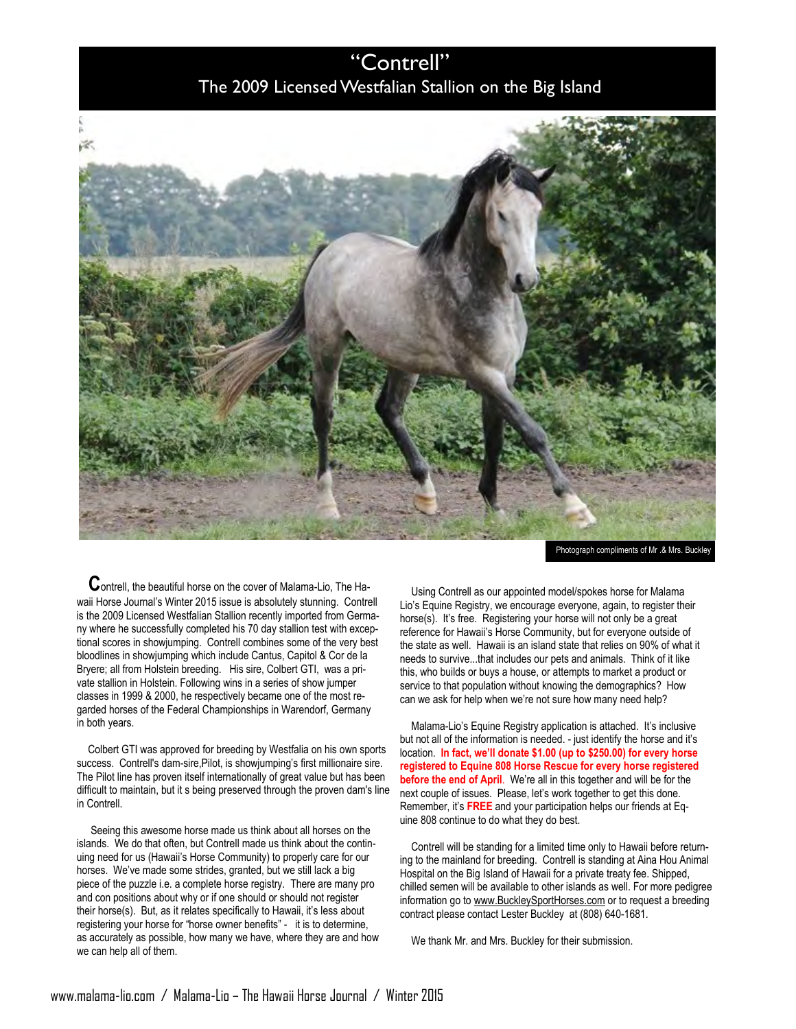# "Contrell"

## The 2009 Licensed Westfalian Stallion on the Big Island

Photograph compliments of Mr .& Mrs. Buckley

**C**ontrell, the beautiful horse on the cover of Malama-Lio, The Hawaii Horse Journal's Winter 2015 issue is absolutely stunning. Contrell is the 2009 Licensed Westfalian Stallion recently imported from Germany where he successfully completed his 70 day stallion test with exceptional scores in showjumping. Contrell combines some of the very best bloodlines in showjumping which include Cantus, Capitol & Cor de la Bryere; all from Holstein breeding. His sire, Colbert GTI, was a private stallion in Holstein. Following wins in a series of show jumper classes in 1999 & 2000, he respectively became one of the most regarded horses of the Federal Championships in Warendorf, Germany in both years.

Colbert GTI was approved for breeding by Westfalia on his own sports success. Contrell's dam-sire,Pilot, is showjumping's first millionaire sire. The Pilot line has proven itself internationally of great value but has been difficult to maintain, but it s being preserved through the proven dam's line in Contrell.

Seeing this awesome horse made us think about all horses on the islands. We do that often, but Contrell made us think about the continuing need for us (Hawaii's Horse Community) to properly care for our horses. We've made some strides, granted, but we still lack a big piece of the puzzle i.e. a complete horse registry. There are many pro and con positions about why or if one should or should not register their horse(s). But, as it relates specifically to Hawaii, it's less about registering your horse for "horse owner benefits" - it is to determine, as accurately as possible, how many we have, where they are and how we can help all of them.

Using Contrell as our appointed model/spokes horse for Malama Lio's Equine Registry, we encourage everyone, again, to register their horse(s). It's free. Registering your horse will not only be a great reference for Hawaii's Horse Community, but for everyone outside of the state as well. Hawaii is an island state that relies on 90% of what it needs to survive...that includes our pets and animals. Think of it like this, who builds or buys a house, or attempts to market a product or service to that population without knowing the demographics? How can we ask for help when we're not sure how many need help?

Malama-Lio's Equine Registry application is attached. It's inclusive but not all of the information is needed. - just identify the horse and it's location. **In fact, we'll donate $1.00 (up to $250.00) for every horse registered to Equine 808 Horse Rescue for every horse registered before the end of April**. We're all in this together and will be for the next couple of issues. Please, let's work together to get this done. Remember, it's **FREE** and your participation helps our friends at Equine 808 continue to do what they do best.

Contrell will be standing for a limited time only to Hawaii before returning to the mainland for breeding. Contrell is standing at Aina Hou Animal Hospital on the Big Island of Hawaii for a private treaty fee. Shipped, chilled semen will be available to other islands as well. For more pedigree information go to www.BuckleySportHorses.com or to request a breeding contract please contact Lester Buckley at (808) 640-1681.

We thank Mr. and Mrs. Buckley for their submission.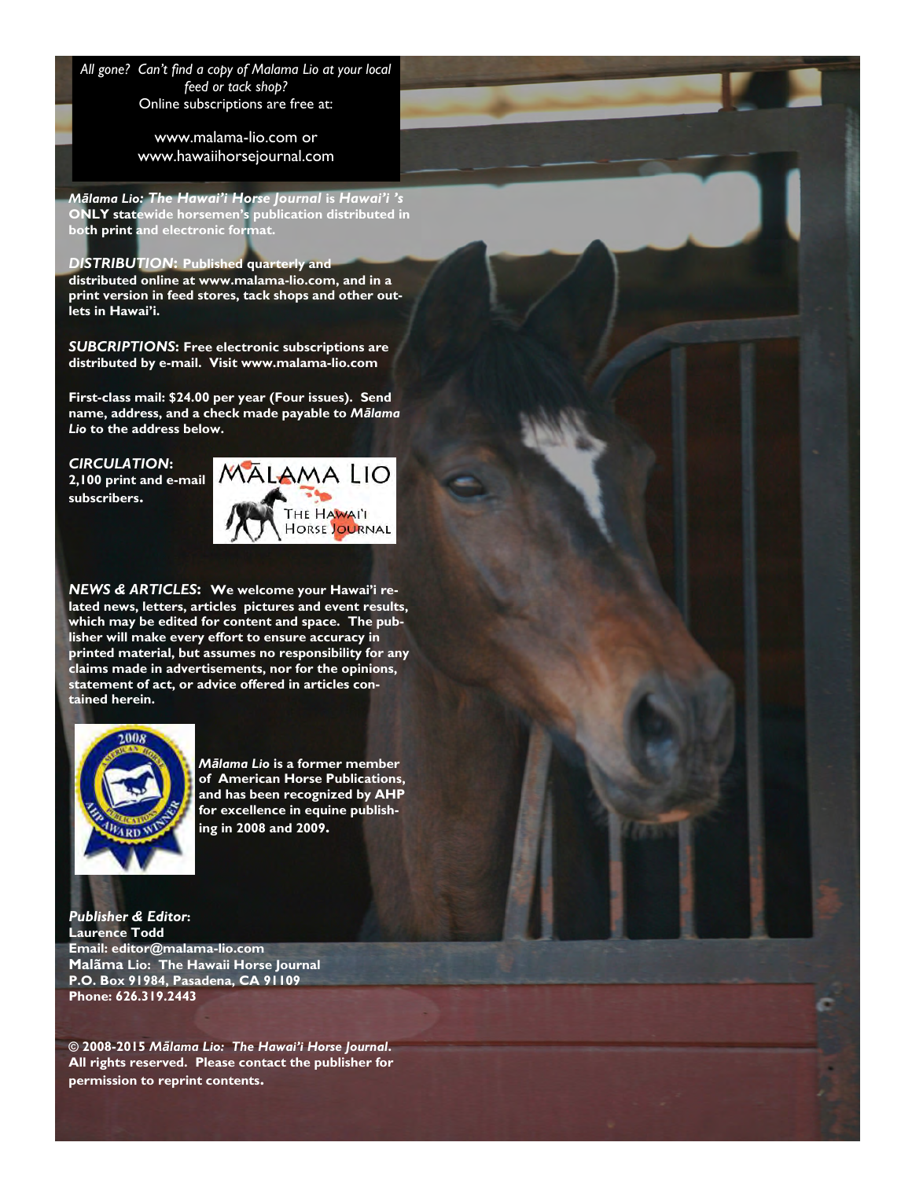*All gone? Can't find a copy of Malama Lio at your local feed or tack shop?*
Online subscriptions are free at:

www.malama-lio.com or
www.hawaiihorsejournal.com

***Mālama Lio: The Hawai'i Horse Journal* is *Hawai'i 's* ONLY statewide horsemen's publication distributed in both print and electronic format.**

***DISTRIBUTION*: Published quarterly and distributed online at www.malama-lio.com, and in a print version in feed stores, tack shops and other outlets in Hawai'i.**

***SUBCRIPTIONS*: Free electronic subscriptions are distributed by e-mail. Visit www.malama-lio.com**

**First-class mail: $24.00 per year (Four issues). Send name, address, and a check made payable to *Mālama Lio* to the address below.**

***CIRCULATION*: 2,100 print and e-mail subscribers.**

MĀLAMA LIO
THE HAWAI'I HORSE JOURNAL

***NEWS & ARTICLES*: We welcome your Hawai'i related news, letters, articles pictures and event results, which may be edited for content and space. The publisher will make every effort to ensure accuracy in printed material, but assumes no responsibility for any claims made in advertisements, nor for the opinions, statement of act, or advice offered in articles contained herein.**

***Mālama Lio* is a former member of American Horse Publications, and has been recognized by AHP for excellence in equine publishing in 2008 and 2009.**

***Publisher & Editor*:**
**Laurence Todd**
**Email: editor@malama-lio.com**
**Malāma Lio: The Hawaii Horse Journal**
**P.O. Box 91984, Pasadena, CA 91109**
**Phone: 626.319.2443**

**© 2008-2015 *Mālama Lio: The Hawai'i Horse Journal*. All rights reserved. Please contact the publisher for permission to reprint contents.**